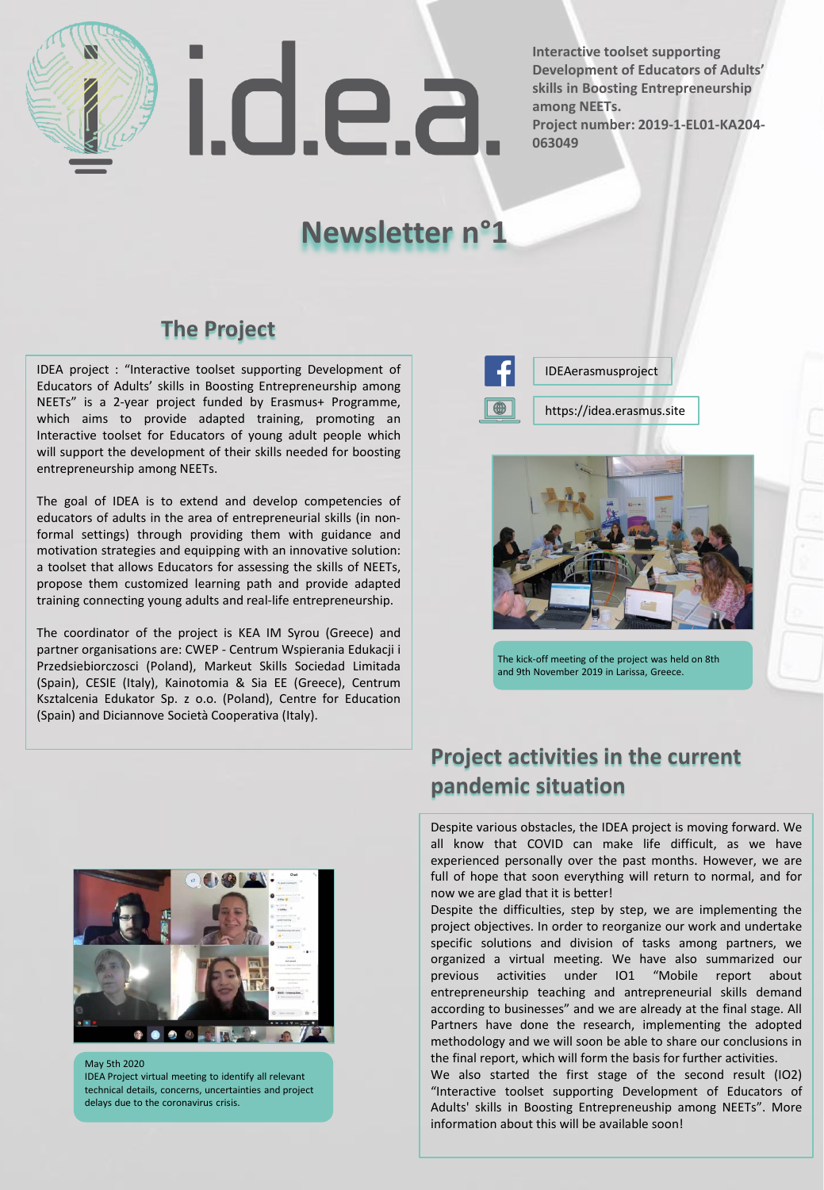# i.d.e.a.

**Interactive toolset supporting Development of Educators of Adults' skills in Boosting Entrepreneurship among NEETs.**
**Project number: 2019-1-EL01-KA204-063049**

# Newsletter n°1

## The Project

IDEA project : "Interactive toolset supporting Development of Educators of Adults' skills in Boosting Entrepreneurship among NEETs" is a 2-year project funded by Erasmus+ Programme, which aims to provide adapted training, promoting an Interactive toolset for Educators of young adult people which will support the development of their skills needed for boosting entrepreneurship among NEETs.

The goal of IDEA is to extend and develop competencies of educators of adults in the area of entrepreneurial skills (in non-formal settings) through providing them with guidance and motivation strategies and equipping with an innovative solution: a toolset that allows Educators for assessing the skills of NEETs, propose them customized learning path and provide adapted training connecting young adults and real-life entrepreneurship.

The coordinator of the project is KEA IM Syrou (Greece) and partner organisations are: CWEP - Centrum Wspierania Edukacji i Przedsiebiorczosci (Poland), Markeut Skills Sociedad Limitada (Spain), CESIE (Italy), Kainotomia & Sia EE (Greece), Centrum Ksztalcenia Edukator Sp. z o.o. (Poland), Centre for Education (Spain) and Diciannove Società Cooperativa (Italy).

IDEAerasmusproject

https://idea.erasmus.site

The kick-off meeting of the project was held on 8th and 9th November 2019 in Larissa, Greece.

## Project activities in the current pandemic situation

Despite various obstacles, the IDEA project is moving forward. We all know that COVID can make life difficult, as we have experienced personally over the past months. However, we are full of hope that soon everything will return to normal, and for now we are glad that it is better!

Despite the difficulties, step by step, we are implementing the project objectives. In order to reorganize our work and undertake specific solutions and division of tasks among partners, we organized a virtual meeting. We have also summarized our previous activities under IO1 "Mobile report about entrepreneurship teaching and antrepreneurial skills demand according to businesses" and we are already at the final stage. All Partners have done the research, implementing the adopted methodology and we will soon be able to share our conclusions in the final report, which will form the basis for further activities.

We also started the first stage of the second result (IO2) "Interactive toolset supporting Development of Educators of Adults' skills in Boosting Entrepreneuship among NEETs". More information about this will be available soon!

May 5th 2020
IDEA Project virtual meeting to identify all relevant technical details, concerns, uncertainties and project delays due to the coronavirus crisis.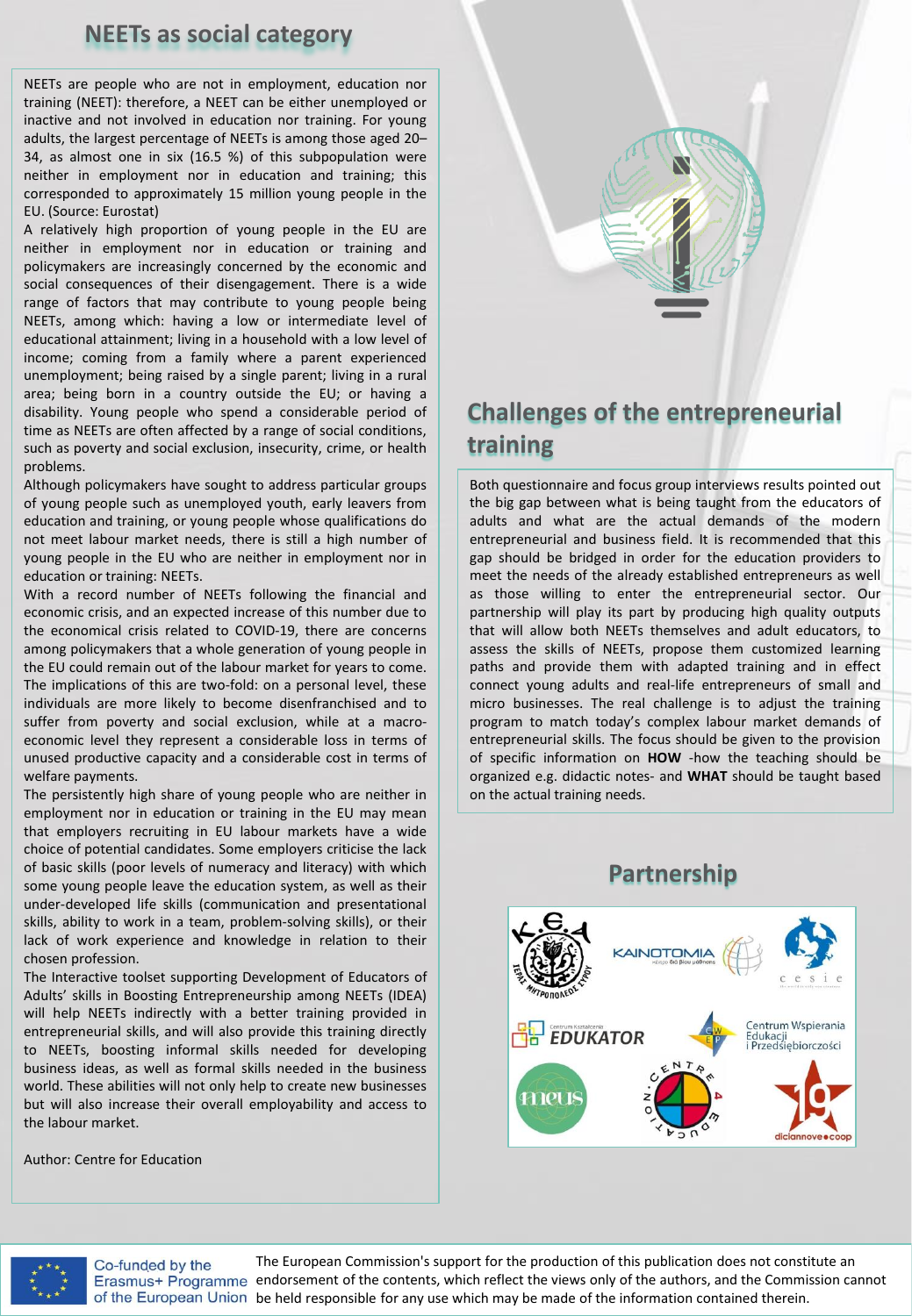## NEETs as social category

NEETs are people who are not in employment, education nor training (NEET): therefore, a NEET can be either unemployed or inactive and not involved in education nor training. For young adults, the largest percentage of NEETs is among those aged 20–34, as almost one in six (16.5 %) of this subpopulation were neither in employment nor in education and training; this corresponded to approximately 15 million young people in the EU. (Source: Eurostat)

A relatively high proportion of young people in the EU are neither in employment nor in education or training and policymakers are increasingly concerned by the economic and social consequences of their disengagement. There is a wide range of factors that may contribute to young people being NEETs, among which: having a low or intermediate level of educational attainment; living in a household with a low level of income; coming from a family where a parent experienced unemployment; being raised by a single parent; living in a rural area; being born in a country outside the EU; or having a disability. Young people who spend a considerable period of time as NEETs are often affected by a range of social conditions, such as poverty and social exclusion, insecurity, crime, or health problems.

Although policymakers have sought to address particular groups of young people such as unemployed youth, early leavers from education and training, or young people whose qualifications do not meet labour market needs, there is still a high number of young people in the EU who are neither in employment nor in education or training: NEETs.

With a record number of NEETs following the financial and economic crisis, and an expected increase of this number due to the economical crisis related to COVID-19, there are concerns among policymakers that a whole generation of young people in the EU could remain out of the labour market for years to come. The implications of this are two-fold: on a personal level, these individuals are more likely to become disenfranchised and to suffer from poverty and social exclusion, while at a macro-economic level they represent a considerable loss in terms of unused productive capacity and a considerable cost in terms of welfare payments.

The persistently high share of young people who are neither in employment nor in education or training in the EU may mean that employers recruiting in EU labour markets have a wide choice of potential candidates. Some employers criticise the lack of basic skills (poor levels of numeracy and literacy) with which some young people leave the education system, as well as their under-developed life skills (communication and presentational skills, ability to work in a team, problem-solving skills), or their lack of work experience and knowledge in relation to their chosen profession.

The Interactive toolset supporting Development of Educators of Adults' skills in Boosting Entrepreneurship among NEETs (IDEA) will help NEETs indirectly with a better training provided in entrepreneurial skills, and will also provide this training directly to NEETs, boosting informal skills needed for developing business ideas, as well as formal skills needed in the business world. These abilities will not only help to create new businesses but will also increase their overall employability and access to the labour market.

Author: Centre for Education

## Challenges of the entrepreneurial training

Both questionnaire and focus group interviews results pointed out the big gap between what is being taught from the educators of adults and what are the actual demands of the modern entrepreneurial and business field. It is recommended that this gap should be bridged in order for the education providers to meet the needs of the already established entrepreneurs as well as those willing to enter the entrepreneurial sector. Our partnership will play its part by producing high quality outputs that will allow both NEETs themselves and adult educators, to assess the skills of NEETs, propose them customized learning paths and provide them with adapted training and in effect connect young adults and real-life entrepreneurs of small and micro businesses. The real challenge is to adjust the training program to match today's complex labour market demands of entrepreneurial skills. The focus should be given to the provision of specific information on **HOW** -how the teaching should be organized e.g. didactic notes- and **WHAT** should be taught based on the actual training needs.

## Partnership

Co-funded by the Erasmus+ Programme of the European Union

The European Commission's support for the production of this publication does not constitute an endorsement of the contents, which reflect the views only of the authors, and the Commission cannot be held responsible for any use which may be made of the information contained therein.